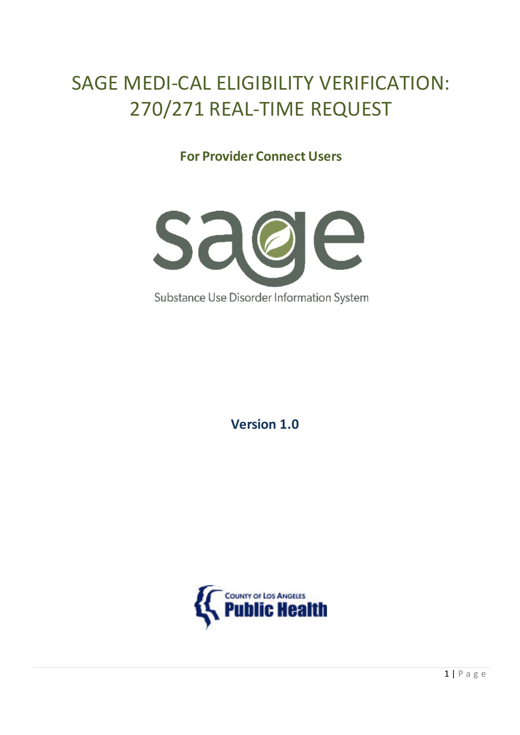# SAGE MEDI-CAL ELIGIBILITY VERIFICATION: 270/271 REAL-TIME REQUEST

**For Provider Connect Users**

Substance Use Disorder Information System

**Version 1.0**

County of Los Angeles Public Health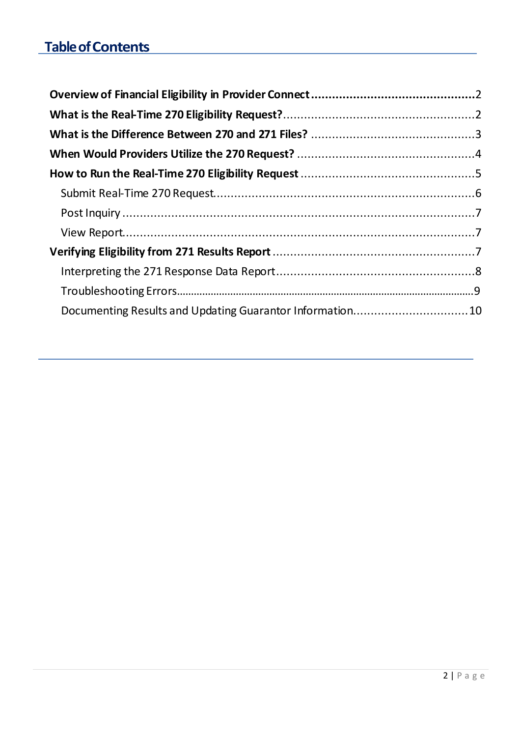# Table of Contents

**Overview of Financial Eligibility in Provider Connect** ......................................... 2

**What is the Real-Time 270 Eligibility Request?** ......................................... 2

**What is the Difference Between 270 and 271 Files?** ......................................... 3

**When Would Providers Utilize the 270 Request?** ......................................... 4

**How to Run the Real-Time 270 Eligibility Request** ......................................... 5

- Submit Real-Time 270 Request ......................................... 6
- Post Inquiry ......................................... 7
- View Report ......................................... 7

**Verifying Eligibility from 271 Results Report** ......................................... 7

- Interpreting the 271 Response Data Report ......................................... 8
- Troubleshooting Errors ......................................... 9
- Documenting Results and Updating Guarantor Information ......................................... 10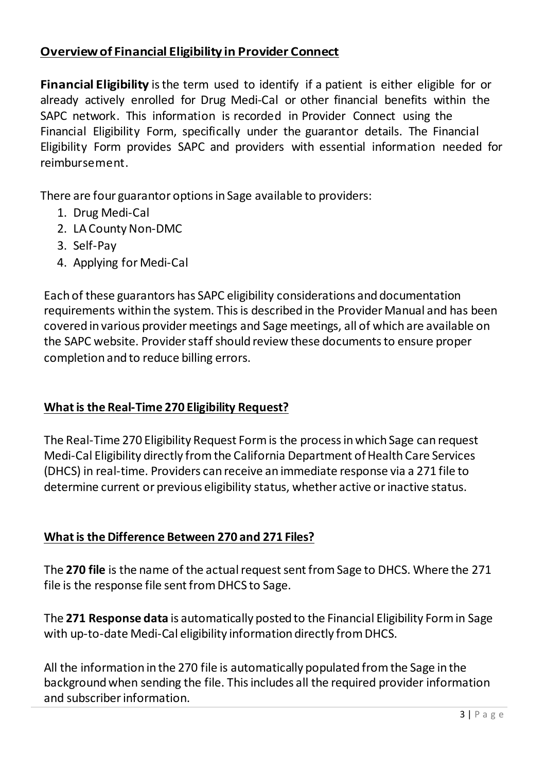## Overview of Financial Eligibility in Provider Connect

**Financial Eligibility** is the term used to identify if a patient is either eligible for or already actively enrolled for Drug Medi-Cal or other financial benefits within the SAPC network. This information is recorded in Provider Connect using the Financial Eligibility Form, specifically under the guarantor details. The Financial Eligibility Form provides SAPC and providers with essential information needed for reimbursement.

There are four guarantor options in Sage available to providers:

1. Drug Medi-Cal
2. LA County Non-DMC
3. Self-Pay
4. Applying for Medi-Cal

Each of these guarantors has SAPC eligibility considerations and documentation requirements within the system. This is described in the Provider Manual and has been covered in various provider meetings and Sage meetings, all of which are available on the SAPC website. Provider staff should review these documents to ensure proper completion and to reduce billing errors.

## What is the Real-Time 270 Eligibility Request?

The Real-Time 270 Eligibility Request Form is the process in which Sage can request Medi-Cal Eligibility directly from the California Department of Health Care Services (DHCS) in real-time. Providers can receive an immediate response via a 271 file to determine current or previous eligibility status, whether active or inactive status.

## What is the Difference Between 270 and 271 Files?

The **270 file** is the name of the actual request sent from Sage to DHCS. Where the 271 file is the response file sent from DHCS to Sage.

The **271 Response data** is automatically posted to the Financial Eligibility Form in Sage with up-to-date Medi-Cal eligibility information directly from DHCS.

All the information in the 270 file is automatically populated from the Sage in the background when sending the file. This includes all the required provider information and subscriber information.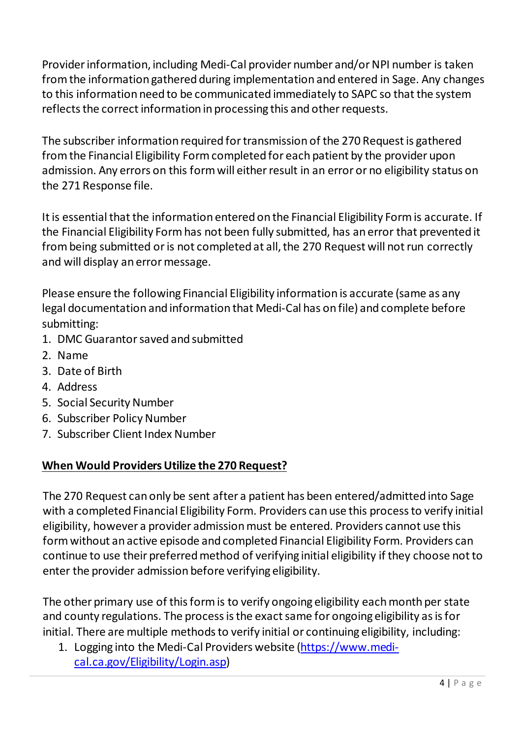Provider information, including Medi-Cal provider number and/or NPI number is taken from the information gathered during implementation and entered in Sage. Any changes to this information need to be communicated immediately to SAPC so that the system reflects the correct information in processing this and other requests.

The subscriber information required for transmission of the 270 Request is gathered from the Financial Eligibility Form completed for each patient by the provider upon admission. Any errors on this form will either result in an error or no eligibility status on the 271 Response file.

It is essential that the information entered on the Financial Eligibility Form is accurate. If the Financial Eligibility Form has not been fully submitted, has an error that prevented it from being submitted or is not completed at all, the 270 Request will not run correctly and will display an error message.

Please ensure the following Financial Eligibility information is accurate (same as any legal documentation and information that Medi-Cal has on file) and complete before submitting:

1. DMC Guarantor saved and submitted
2. Name
3. Date of Birth
4. Address
5. Social Security Number
6. Subscriber Policy Number
7. Subscriber Client Index Number

## When Would Providers Utilize the 270 Request?

The 270 Request can only be sent after a patient has been entered/admitted into Sage with a completed Financial Eligibility Form. Providers can use this process to verify initial eligibility, however a provider admission must be entered. Providers cannot use this form without an active episode and completed Financial Eligibility Form. Providers can continue to use their preferred method of verifying initial eligibility if they choose not to enter the provider admission before verifying eligibility.

The other primary use of this form is to verify ongoing eligibility each month per state and county regulations. The process is the exact same for ongoing eligibility as is for initial. There are multiple methods to verify initial or continuing eligibility, including:

1. Logging into the Medi-Cal Providers website (https://www.medi-cal.ca.gov/Eligibility/Login.asp)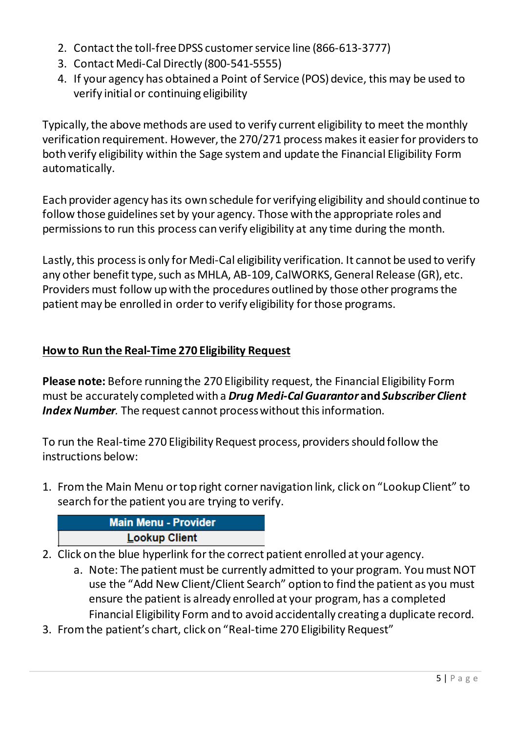2. Contact the toll-free DPSS customer service line (866-613-3777)
3. Contact Medi-Cal Directly (800-541-5555)
4. If your agency has obtained a Point of Service (POS) device, this may be used to verify initial or continuing eligibility

Typically, the above methods are used to verify current eligibility to meet the monthly verification requirement. However, the 270/271 process makes it easier for providers to both verify eligibility within the Sage system and update the Financial Eligibility Form automatically.

Each provider agency has its own schedule for verifying eligibility and should continue to follow those guidelines set by your agency. Those with the appropriate roles and permissions to run this process can verify eligibility at any time during the month.

Lastly, this process is only for Medi-Cal eligibility verification. It cannot be used to verify any other benefit type, such as MHLA, AB-109, CalWORKS, General Release (GR), etc. Providers must follow up with the procedures outlined by those other programs the patient may be enrolled in order to verify eligibility for those programs.

## How to Run the Real-Time 270 Eligibility Request

**Please note:** Before running the 270 Eligibility request, the Financial Eligibility Form must be accurately completed with a ***Drug Medi-Cal Guarantor*** **and** ***Subscriber Client Index Number***. The request cannot process without this information.

To run the Real-time 270 Eligibility Request process, providers should follow the instructions below:

1. From the Main Menu or top right corner navigation link, click on "Lookup Client" to search for the patient you are trying to verify.

| Main Menu - Provider |
| --- |
| Lookup Client |

2. Click on the blue hyperlink for the correct patient enrolled at your agency.
    a. Note: The patient must be currently admitted to your program. You must NOT use the "Add New Client/Client Search" option to find the patient as you must ensure the patient is already enrolled at your program, has a completed Financial Eligibility Form and to avoid accidentally creating a duplicate record.
3. From the patient's chart, click on "Real-time 270 Eligibility Request"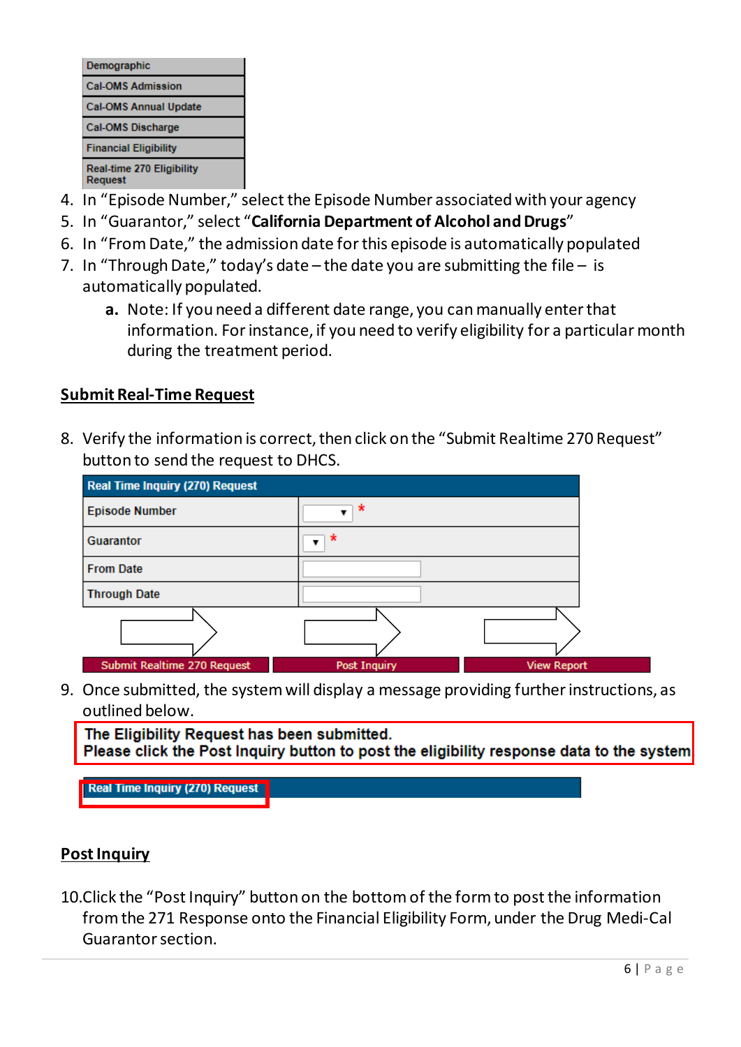| |
|---|
| Demographic |
| Cal-OMS Admission |
| Cal-OMS Annual Update |
| Cal-OMS Discharge |
| Financial Eligibility |
| Real-time 270 Eligibility Request |

4. In "Episode Number," select the Episode Number associated with your agency
5. In "Guarantor," select "**California Department of Alcohol and Drugs**"
6. In "From Date," the admission date for this episode is automatically populated
7. In "Through Date," today's date – the date you are submitting the file – is automatically populated.
   a. Note: If you need a different date range, you can manually enter that information. For instance, if you need to verify eligibility for a particular month during the treatment period.

## Submit Real-Time Request

8. Verify the information is correct, then click on the "Submit Realtime 270 Request" button to send the request to DHCS.

| Real Time Inquiry (270) Request | |
|---|---|
| Episode Number | * |
| Guarantor | * |
| From Date | |
| Through Date | |

Submit Realtime 270 Request | Post Inquiry | View Report

9. Once submitted, the system will display a message providing further instructions, as outlined below.

**The Eligibility Request has been submitted.**
**Please click the Post Inquiry button to post the eligibility response data to the system**

Real Time Inquiry (270) Request

## Post Inquiry

10. Click the "Post Inquiry" button on the bottom of the form to post the information from the 271 Response onto the Financial Eligibility Form, under the Drug Medi-Cal Guarantor section.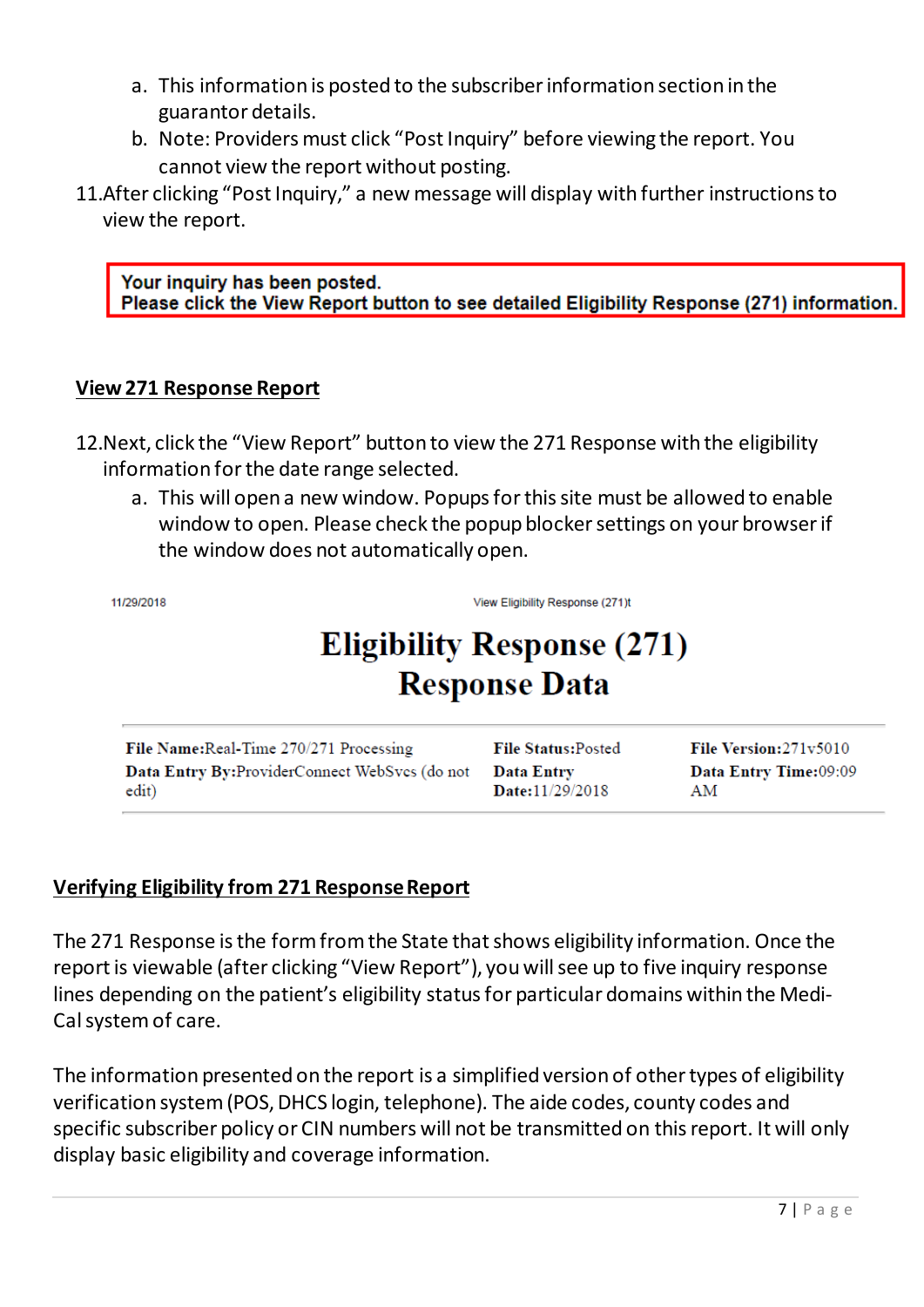a. This information is posted to the subscriber information section in the guarantor details.
   b. Note: Providers must click "Post Inquiry" before viewing the report. You cannot view the report without posting.

11. After clicking "Post Inquiry," a new message will display with further instructions to view the report.

> **Your inquiry has been posted.**
> **Please click the View Report button to see detailed Eligibility Response (271) information.**

## View 271 Response Report

12. Next, click the "View Report" button to view the 271 Response with the eligibility information for the date range selected.
    a. This will open a new window. Popups for this site must be allowed to enable window to open. Please check the popup blocker settings on your browser if the window does not automatically open.

11/29/2018 View Eligibility Response (271)t

# Eligibility Response (271) Response Data

| | | |
|---|---|---|
| **File Name:** Real-Time 270/271 Processing | **File Status:** Posted | **File Version:** 271v5010 |
| **Data Entry By:** ProviderConnect WebSvcs (do not edit) | **Data Entry Date:** 11/29/2018 | **Data Entry Time:** 09:09 AM |

## Verifying Eligibility from 271 Response Report

The 271 Response is the form from the State that shows eligibility information. Once the report is viewable (after clicking "View Report"), you will see up to five inquiry response lines depending on the patient's eligibility status for particular domains within the Medi-Cal system of care.

The information presented on the report is a simplified version of other types of eligibility verification system (POS, DHCS login, telephone). The aide codes, county codes and specific subscriber policy or CIN numbers will not be transmitted on this report. It will only display basic eligibility and coverage information.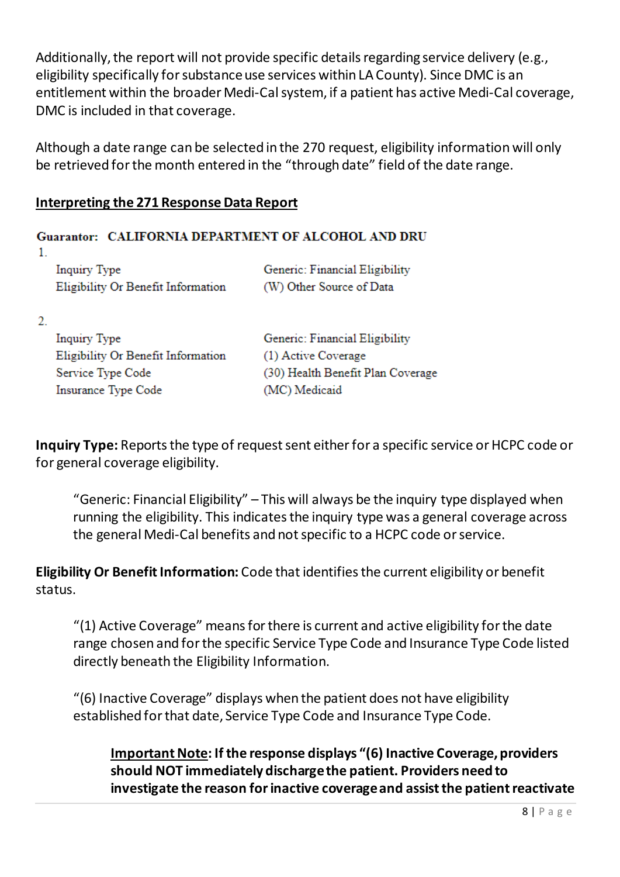Additionally, the report will not provide specific details regarding service delivery (e.g., eligibility specifically for substance use services within LA County). Since DMC is an entitlement within the broader Medi-Cal system, if a patient has active Medi-Cal coverage, DMC is included in that coverage.

Although a date range can be selected in the 270 request, eligibility information will only be retrieved for the month entered in the "through date" field of the date range.

## Interpreting the 271 Response Data Report

**Guarantor: CALIFORNIA DEPARTMENT OF ALCOHOL AND DRU**

1.

| | |
|---|---|
| Inquiry Type | Generic: Financial Eligibility |
| Eligibility Or Benefit Information | (W) Other Source of Data |

2.

| | |
|---|---|
| Inquiry Type | Generic: Financial Eligibility |
| Eligibility Or Benefit Information | (1) Active Coverage |
| Service Type Code | (30) Health Benefit Plan Coverage |
| Insurance Type Code | (MC) Medicaid |

**Inquiry Type:** Reports the type of request sent either for a specific service or HCPC code or for general coverage eligibility.

> "Generic: Financial Eligibility" – This will always be the inquiry type displayed when running the eligibility. This indicates the inquiry type was a general coverage across the general Medi-Cal benefits and not specific to a HCPC code or service.

**Eligibility Or Benefit Information:** Code that identifies the current eligibility or benefit status.

> "(1) Active Coverage" means for there is current and active eligibility for the date range chosen and for the specific Service Type Code and Insurance Type Code listed directly beneath the Eligibility Information.
>
> "(6) Inactive Coverage" displays when the patient does not have eligibility established for that date, Service Type Code and Insurance Type Code.
>
> > **<u>Important Note</u>: If the response displays "(6) Inactive Coverage, providers should NOT immediately discharge the patient. Providers need to investigate the reason for inactive coverage and assist the patient reactivate**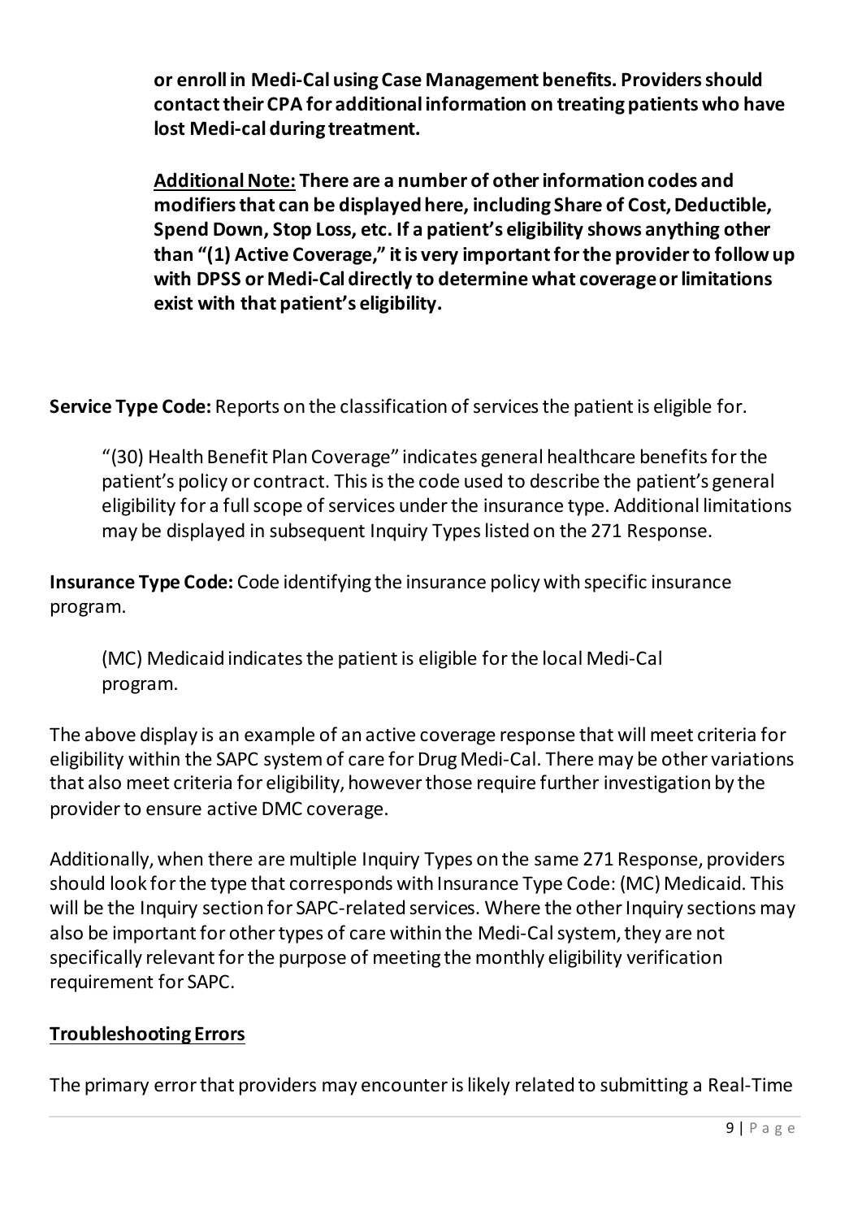**or enroll in Medi-Cal using Case Management benefits. Providers should contact their CPA for additional information on treating patients who have lost Medi-cal during treatment.**

**<u>Additional Note:</u> There are a number of other information codes and modifiers that can be displayed here, including Share of Cost, Deductible, Spend Down, Stop Loss, etc. If a patient's eligibility shows anything other than "(1) Active Coverage," it is very important for the provider to follow up with DPSS or Medi-Cal directly to determine what coverage or limitations exist with that patient's eligibility.**

**Service Type Code:** Reports on the classification of services the patient is eligible for.

> "(30) Health Benefit Plan Coverage" indicates general healthcare benefits for the patient's policy or contract. This is the code used to describe the patient's general eligibility for a full scope of services under the insurance type. Additional limitations may be displayed in subsequent Inquiry Types listed on the 271 Response.

**Insurance Type Code:** Code identifying the insurance policy with specific insurance program.

> (MC) Medicaid indicates the patient is eligible for the local Medi-Cal program.

The above display is an example of an active coverage response that will meet criteria for eligibility within the SAPC system of care for Drug Medi-Cal. There may be other variations that also meet criteria for eligibility, however those require further investigation by the provider to ensure active DMC coverage.

Additionally, when there are multiple Inquiry Types on the same 271 Response, providers should look for the type that corresponds with Insurance Type Code: (MC) Medicaid. This will be the Inquiry section for SAPC-related services. Where the other Inquiry sections may also be important for other types of care within the Medi-Cal system, they are not specifically relevant for the purpose of meeting the monthly eligibility verification requirement for SAPC.

## <u>Troubleshooting Errors</u>

The primary error that providers may encounter is likely related to submitting a Real-Time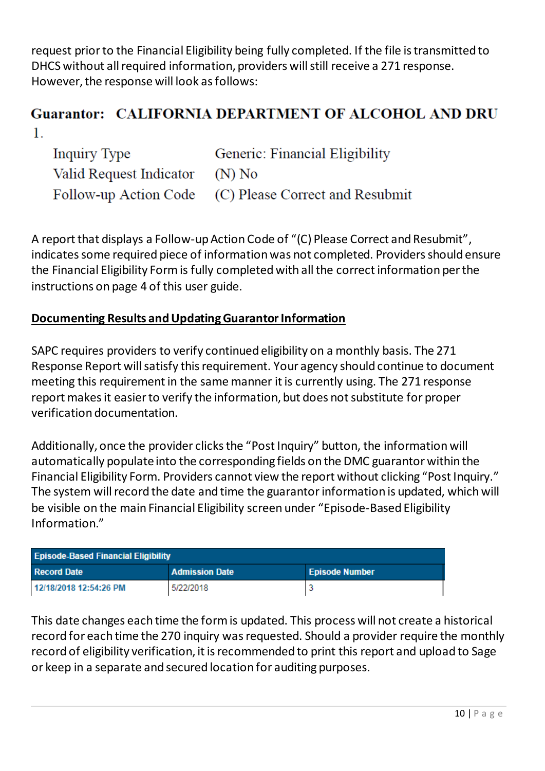request prior to the Financial Eligibility being fully completed. If the file is transmitted to DHCS without all required information, providers will still receive a 271 response. However, the response will look as follows:

**Guarantor: CALIFORNIA DEPARTMENT OF ALCOHOL AND DRU**

1.

| | |
|---|---|
| Inquiry Type | Generic: Financial Eligibility |
| Valid Request Indicator | (N) No |
| Follow-up Action Code | (C) Please Correct and Resubmit |

A report that displays a Follow-up Action Code of "(C) Please Correct and Resubmit", indicates some required piece of information was not completed. Providers should ensure the Financial Eligibility Form is fully completed with all the correct information per the instructions on page 4 of this user guide.

**Documenting Results and Updating Guarantor Information**

SAPC requires providers to verify continued eligibility on a monthly basis. The 271 Response Report will satisfy this requirement. Your agency should continue to document meeting this requirement in the same manner it is currently using. The 271 response report makes it easier to verify the information, but does not substitute for proper verification documentation.

Additionally, once the provider clicks the "Post Inquiry" button, the information will automatically populate into the corresponding fields on the DMC guarantor within the Financial Eligibility Form. Providers cannot view the report without clicking "Post Inquiry." The system will record the date and time the guarantor information is updated, which will be visible on the main Financial Eligibility screen under "Episode-Based Eligibility Information."

| Episode-Based Financial Eligibility | | |
|---|---|---|
| Record Date | Admission Date | Episode Number |
| 12/18/2018 12:54:26 PM | 5/22/2018 | 3 |

This date changes each time the form is updated. This process will not create a historical record for each time the 270 inquiry was requested. Should a provider require the monthly record of eligibility verification, it is recommended to print this report and upload to Sage or keep in a separate and secured location for auditing purposes.